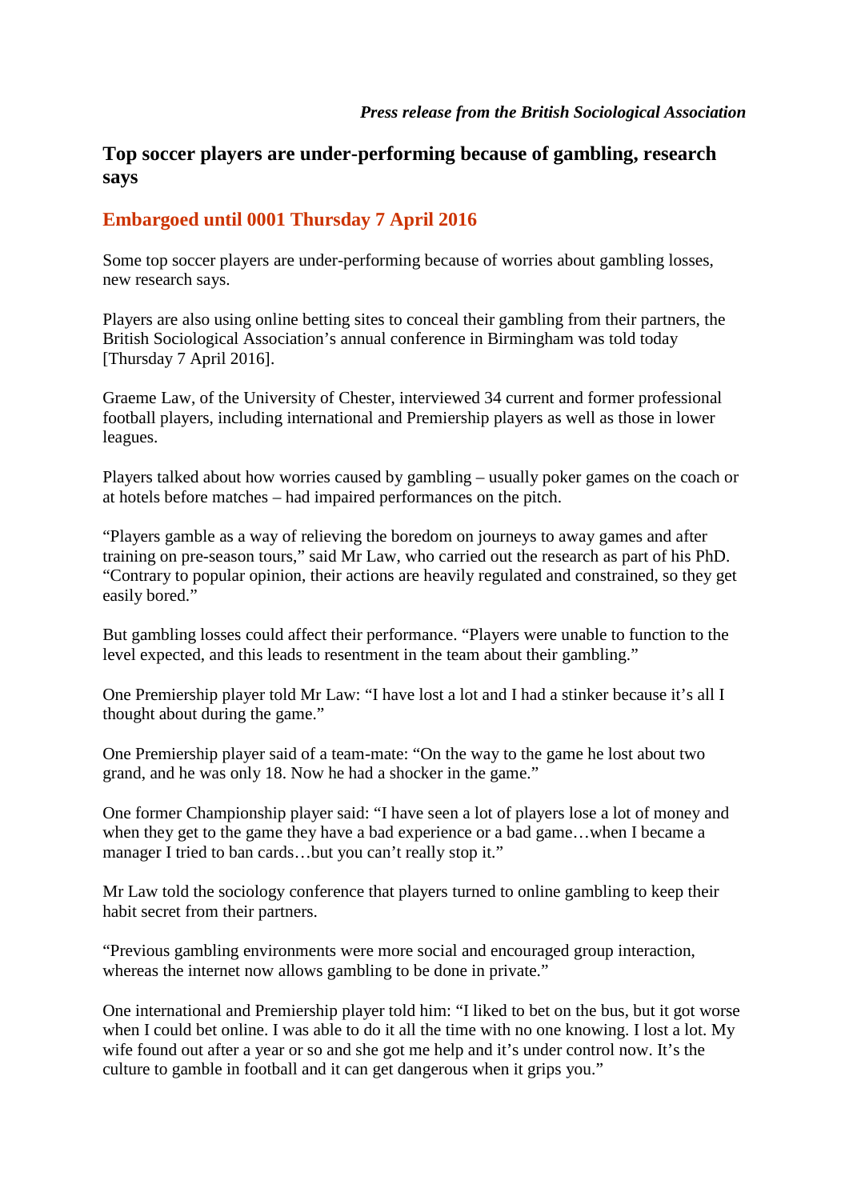*Press release from the British Sociological Association*

## Top soccer players are under-performing because of gambling, research says

### Embargoed until 0001 Thursday 7 April 2016

Some top soccer players are under-performing because of worries about gambling losses, new research says.

Players are also using online betting sites to conceal their gambling from their partners, the British Sociological Association's annual conference in Birmingham was told today [Thursday 7 April 2016].

Graeme Law, of the University of Chester, interviewed 34 current and former professional football players, including international and Premiership players as well as those in lower leagues.

Players talked about how worries caused by gambling – usually poker games on the coach or at hotels before matches – had impaired performances on the pitch.

"Players gamble as a way of relieving the boredom on journeys to away games and after training on pre-season tours," said Mr Law, who carried out the research as part of his PhD. "Contrary to popular opinion, their actions are heavily regulated and constrained, so they get easily bored."

But gambling losses could affect their performance. "Players were unable to function to the level expected, and this leads to resentment in the team about their gambling."

One Premiership player told Mr Law: "I have lost a lot and I had a stinker because it's all I thought about during the game."

One Premiership player said of a team-mate: "On the way to the game he lost about two grand, and he was only 18. Now he had a shocker in the game."

One former Championship player said: "I have seen a lot of players lose a lot of money and when they get to the game they have a bad experience or a bad game…when I became a manager I tried to ban cards…but you can't really stop it."

Mr Law told the sociology conference that players turned to online gambling to keep their habit secret from their partners.

"Previous gambling environments were more social and encouraged group interaction, whereas the internet now allows gambling to be done in private."

One international and Premiership player told him: "I liked to bet on the bus, but it got worse when I could bet online. I was able to do it all the time with no one knowing. I lost a lot. My wife found out after a year or so and she got me help and it's under control now. It's the culture to gamble in football and it can get dangerous when it grips you."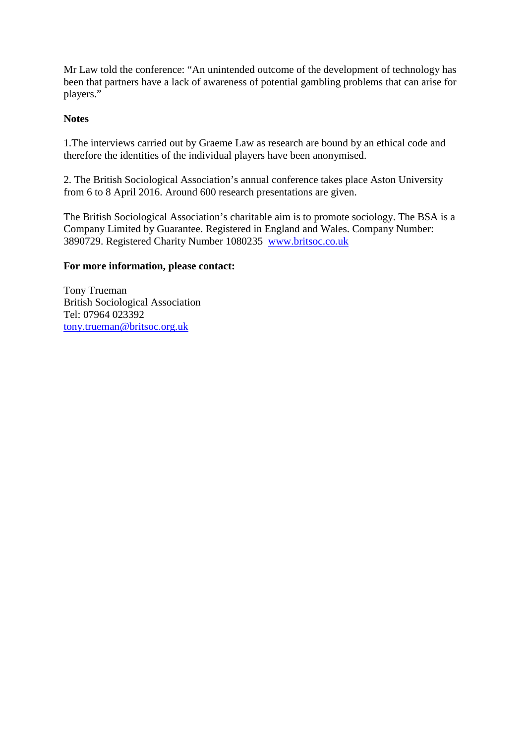Mr Law told the conference: "An unintended outcome of the development of technology has been that partners have a lack of awareness of potential gambling problems that can arise for players."

**Notes**

1.The interviews carried out by Graeme Law as research are bound by an ethical code and therefore the identities of the individual players have been anonymised.

2. The British Sociological Association's annual conference takes place Aston University from 6 to 8 April 2016. Around 600 research presentations are given.

The British Sociological Association's charitable aim is to promote sociology. The BSA is a Company Limited by Guarantee. Registered in England and Wales. Company Number: 3890729. Registered Charity Number 1080235 [www.britsoc.co.uk](www.britsoc.co.uk)

**For more information, please contact:**

Tony Trueman
British Sociological Association
Tel: 07964 023392
[tony.trueman@britsoc.org.uk](mailto:tony.trueman@britsoc.org.uk)